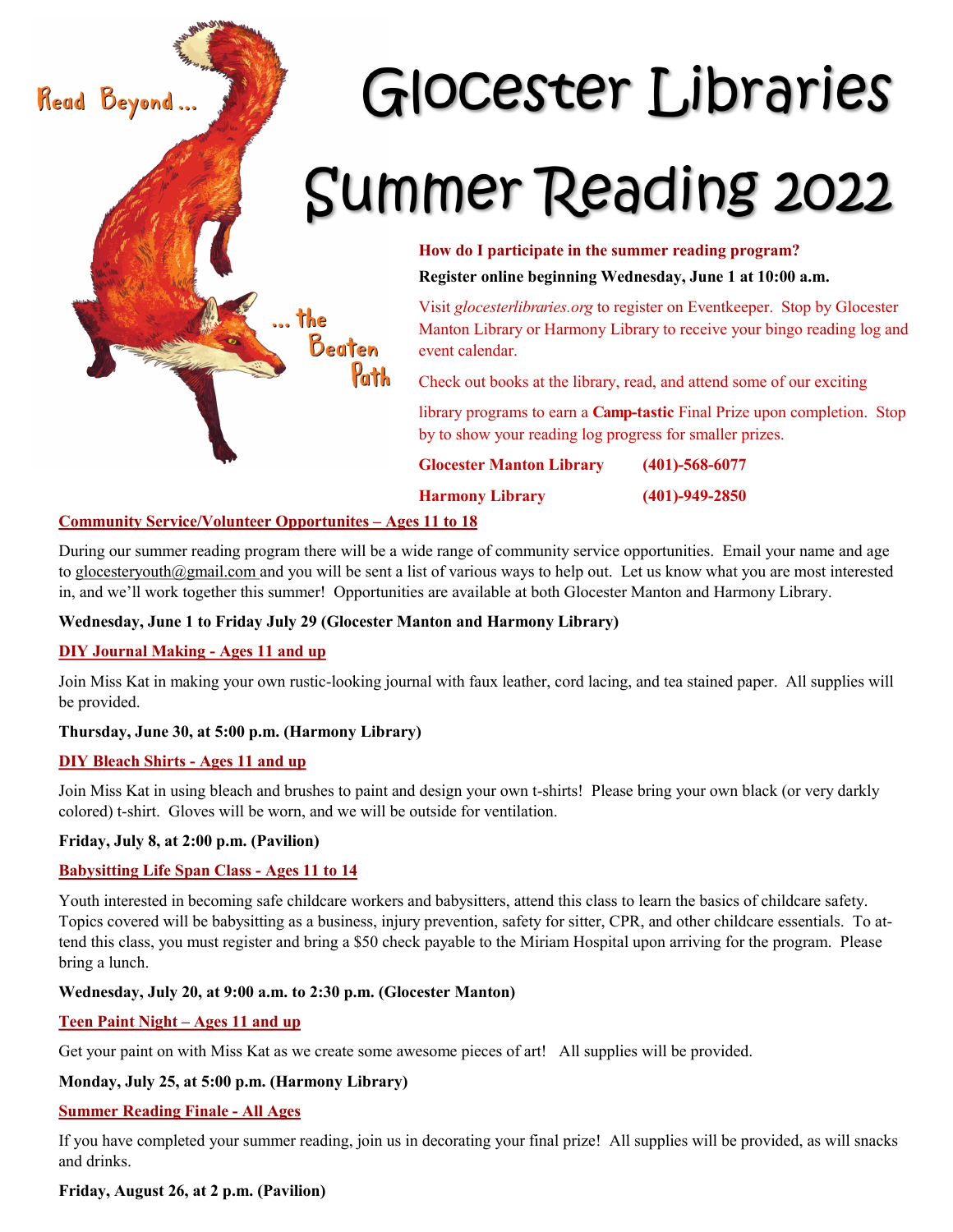Read Beyond ... the Beaten Path

# Glocester Libraries Summer Reading 2022

**How do I participate in the summer reading program?**

**Register online beginning Wednesday, June 1 at 10:00 a.m.**

Visit *glocesterlibraries.org* to register on Eventkeeper. Stop by Glocester Manton Library or Harmony Library to receive your bingo reading log and event calendar.

Check out books at the library, read, and attend some of our exciting library programs to earn a **Camp-tastic** Final Prize upon completion. Stop by to show your reading log progress for smaller prizes.

**Glocester Manton Library (401)-568-6077**

**Harmony Library (401)-949-2850**

**Community Service/Volunteer Opportunites – Ages 11 to 18**

During our summer reading program there will be a wide range of community service opportunities. Email your name and age to glocesteryouth@gmail.com and you will be sent a list of various ways to help out. Let us know what you are most interested in, and we'll work together this summer! Opportunities are available at both Glocester Manton and Harmony Library.

**Wednesday, June 1 to Friday July 29 (Glocester Manton and Harmony Library)**

**DIY Journal Making - Ages 11 and up**

Join Miss Kat in making your own rustic-looking journal with faux leather, cord lacing, and tea stained paper. All supplies will be provided.

**Thursday, June 30, at 5:00 p.m. (Harmony Library)**

**DIY Bleach Shirts - Ages 11 and up**

Join Miss Kat in using bleach and brushes to paint and design your own t-shirts! Please bring your own black (or very darkly colored) t-shirt. Gloves will be worn, and we will be outside for ventilation.

**Friday, July 8, at 2:00 p.m. (Pavilion)**

**Babysitting Life Span Class - Ages 11 to 14**

Youth interested in becoming safe childcare workers and babysitters, attend this class to learn the basics of childcare safety. Topics covered will be babysitting as a business, injury prevention, safety for sitter, CPR, and other childcare essentials. To attend this class, you must register and bring a $50 check payable to the Miriam Hospital upon arriving for the program. Please bring a lunch.

**Wednesday, July 20, at 9:00 a.m. to 2:30 p.m. (Glocester Manton)**

**Teen Paint Night – Ages 11 and up**

Get your paint on with Miss Kat as we create some awesome pieces of art! All supplies will be provided.

**Monday, July 25, at 5:00 p.m. (Harmony Library)**

**Summer Reading Finale - All Ages**

If you have completed your summer reading, join us in decorating your final prize! All supplies will be provided, as will snacks and drinks.

**Friday, August 26, at 2 p.m. (Pavilion)**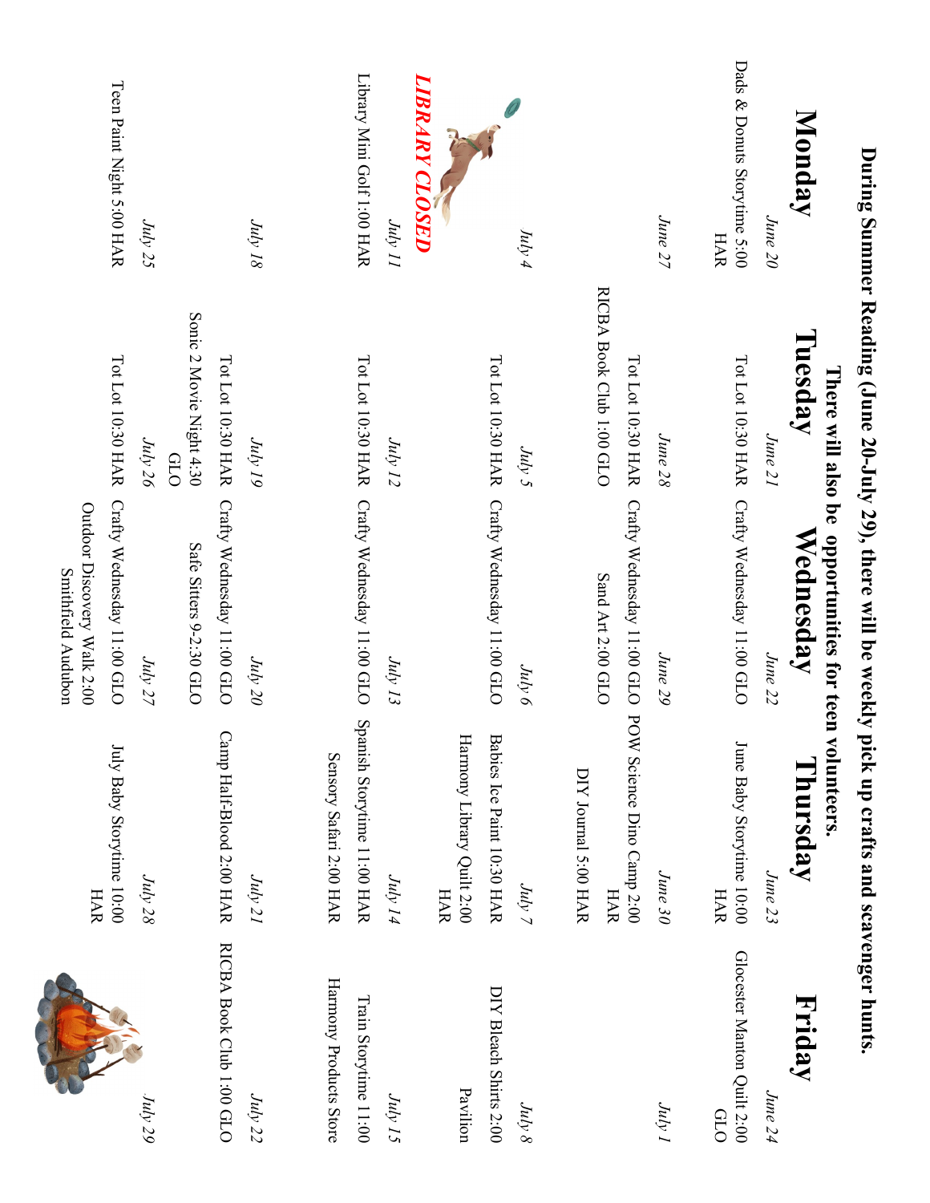**During Summer Reading (June 20-July 29), there will be weekly pick up crafts and scavenger hunts.**

**There will also be opportunities for teen volunteers.**

| Monday | Tuesday | Wednesday | Thursday | Friday |
|---|---|---|---|---|
| *June 20*<br>Dads & Donuts Storytime 5:00 HAR | *June 21*<br>Tot Lot 10:30 HAR | *June 22*<br>Crafty Wednesday 11:00 GLO | *June 23*<br>June Baby Storytime 10:00 HAR | *June 24*<br>Glocester Manton Quilt 2:00 GLO |
| *June 27* | *June 28*<br>Tot Lot 10:30 HAR<br>RICBA Book Club 1:00 GLO | *June 29*<br>Crafty Wednesday 11:00 GLO<br>Sand Art 2:00 GLO | *June 30*<br>POW Science Dino Camp 2:00 HAR<br>DIY Journal 5:00 HAR | *July 1* |
| *July 4*<br>**LIBRARY CLOSED** | *July 5*<br>Tot Lot 10:30 HAR | *July 6*<br>Crafty Wednesday 11:00 GLO | *July 7*<br>Babies Ice Paint 10:30 HAR<br>Harmony Library Quilt 2:00 HAR | *July 8*<br>DIY Bleach Shirts 2:00 Pavilion |
| *July 11*<br>Library Mini Golf 1:00 HAR | *July 12*<br>Tot Lot 10:30 HAR | *July 13*<br>Crafty Wednesday 11:00 GLO | *July 14*<br>Spanish Storytime 11:00 HAR<br>Sensory Safari 2:00 HAR | *July 15*<br>Train Storytime 11:00<br>Harmony Products Store |
| *July 18* | *July 19*<br>Tot Lot 10:30 HAR<br>Sonic 2 Movie Night 4:30 GLO | *July 20*<br>Crafty Wednesday 11:00 GLO<br>Safe Sitters 9-2:30 GLO | *July 21*<br>Camp Half-Blood 2:00 HAR | *July 22*<br>RICBA Book Club 1:00 GLO |
| *July 25*<br>Teen Paint Night 5:00 HAR | *July 26*<br>Tot Lot 10:30 HAR | *July 27*<br>Crafty Wednesday 11:00 GLO<br>Outdoor Discovery Walk 2:00 Smithfield Audubon | *July 28*<br>July Baby Storytime 10:00 HAR | *July 29* |